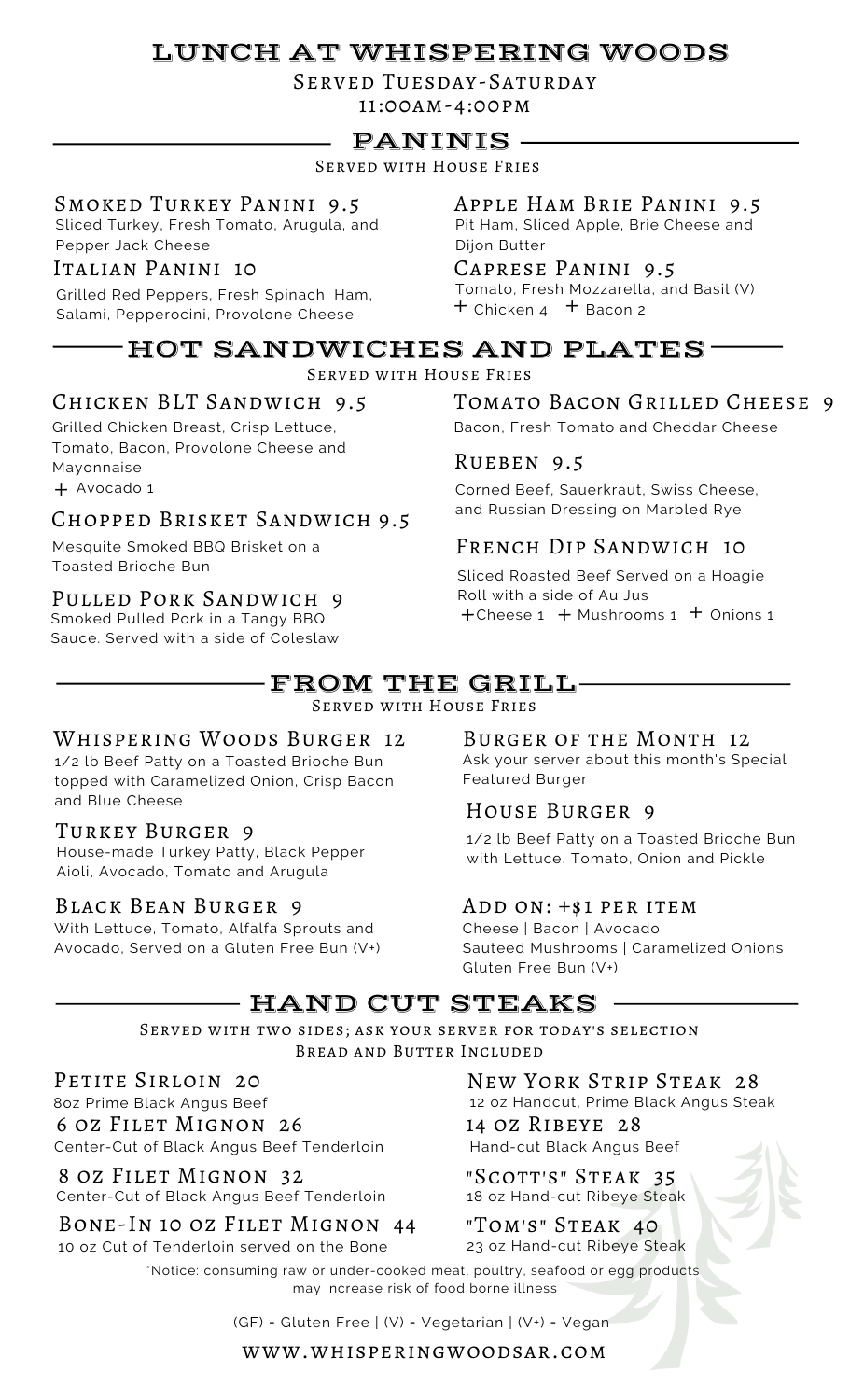# Lunch at Whispering Woods

Served Tuesday-Saturday

11:00AM-4:00PM

## Paninis

Served with House Fries

### Smoked Turkey Panini 9.5

Sliced Turkey, Fresh Tomato, Arugula, and Pepper Jack Cheese

### Italian Panini 10

Grilled Red Peppers, Fresh Spinach, Ham, Salami, Pepperocini, Provolone Cheese

### Apple Ham Brie Panini 9.5

Pit Ham, Sliced Apple, Brie Cheese and Dijon Butter

### Caprese Panini 9.5

Tomato, Fresh Mozzarella, and Basil (V)

+ Chicken 4 + Bacon 2

## Hot Sandwiches and Plates

Served with House Fries

### Chicken BLT Sandwich 9.5

Grilled Chicken Breast, Crisp Lettuce, Tomato, Bacon, Provolone Cheese and Mayonnaise

+ Avocado 1

### Chopped Brisket Sandwich 9.5

Mesquite Smoked BBQ Brisket on a Toasted Brioche Bun

### Pulled Pork Sandwich 9

Smoked Pulled Pork in a Tangy BBQ Sauce. Served with a side of Coleslaw

### Tomato Bacon Grilled Cheese 9

Bacon, Fresh Tomato and Cheddar Cheese

### Rueben 9.5

Corned Beef, Sauerkraut, Swiss Cheese, and Russian Dressing on Marbled Rye

### French Dip Sandwich 10

Sliced Roasted Beef Served on a Hoagie Roll with a side of Au Jus

+Cheese 1 + Mushrooms 1 + Onions 1

## From the Grill

Served with House Fries

### Whispering Woods Burger 12

1/2 lb Beef Patty on a Toasted Brioche Bun topped with Caramelized Onion, Crisp Bacon and Blue Cheese

### Turkey Burger 9

House-made Turkey Patty, Black Pepper Aioli, Avocado, Tomato and Arugula

### Black Bean Burger 9

With Lettuce, Tomato, Alfalfa Sprouts and Avocado, Served on a Gluten Free Bun (V+)

### Burger of the Month 12

Ask your server about this month's Special Featured Burger

### House Burger 9

1/2 lb Beef Patty on a Toasted Brioche Bun with Lettuce, Tomato, Onion and Pickle

### Add on: +$1 per item

Cheese | Bacon | Avocado

Sauteed Mushrooms | Caramelized Onions

Gluten Free Bun (V+)

## Hand Cut Steaks

Served with two sides; ask your server for today's selection

Bread and Butter Included

### Petite Sirloin 20

8oz Prime Black Angus Beef

### 6 oz Filet Mignon 26

Center-Cut of Black Angus Beef Tenderloin

### 8 oz Filet Mignon 32

Center-Cut of Black Angus Beef Tenderloin

### Bone-In 10 oz Filet Mignon 44

10 oz Cut of Tenderloin served on the Bone

### New York Strip Steak 28

12 oz Handcut, Prime Black Angus Steak

### 14 oz Ribeye 28

Hand-cut Black Angus Beef

### "Scott's" Steak 35

18 oz Hand-cut Ribeye Steak

### "Tom's" Steak 40

23 oz Hand-cut Ribeye Steak

*Notice: consuming raw or under-cooked meat, poultry, seafood or egg products may increase risk of food borne illness

(GF) = Gluten Free | (V) = Vegetarian | (V+) = Vegan

WWW.WHISPERINGWOODSAR.COM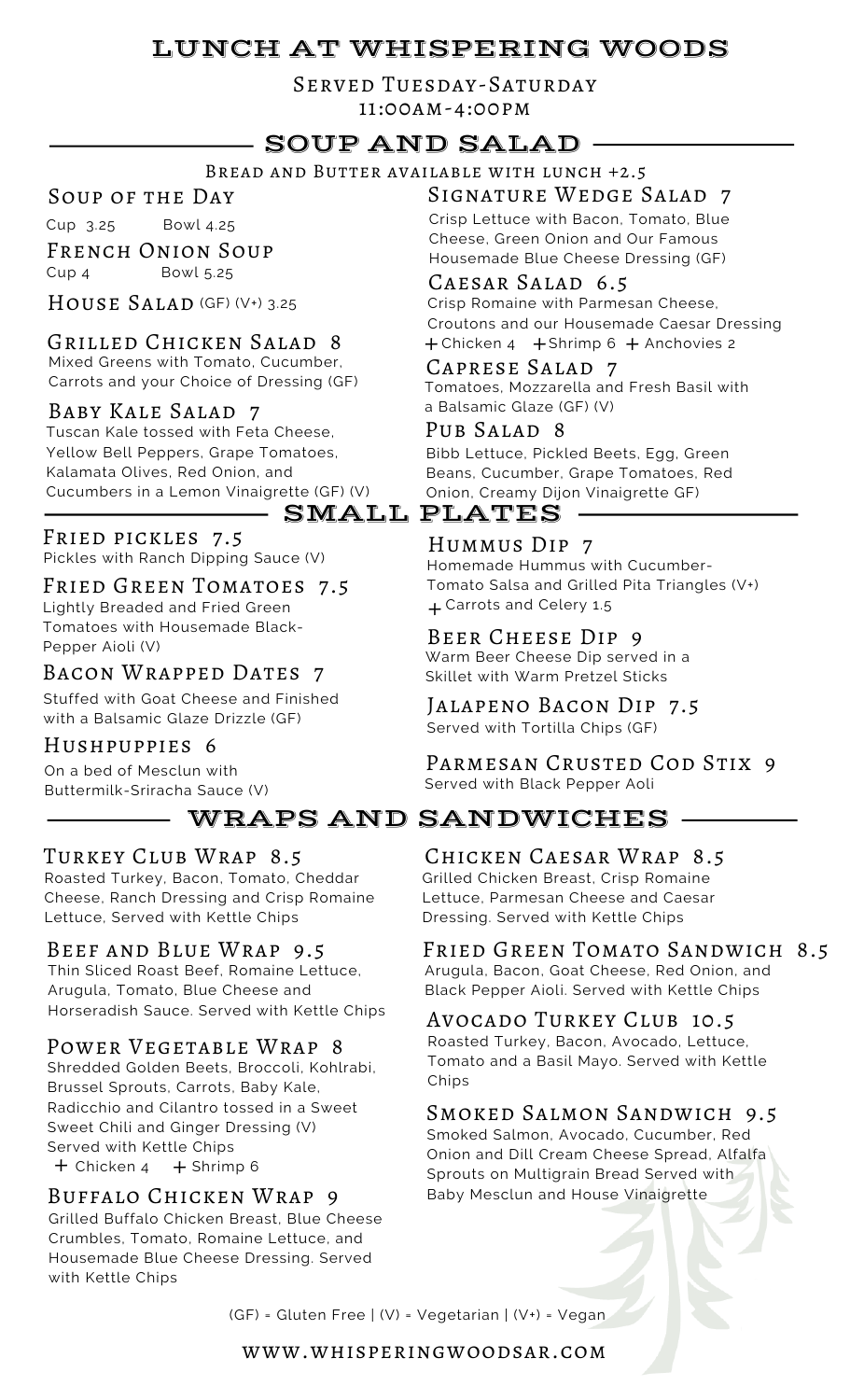# LUNCH AT WHISPERING WOODS

Served Tuesday-Saturday
11:00AM-4:00PM

## SOUP AND SALAD

Bread and Butter available with lunch +2.5

### Soup of the Day
Cup 3.25 Bowl 4.25

### French Onion Soup
Cup 4 Bowl 5.25

### House Salad (GF) (V+) 3.25

### Grilled Chicken Salad 8
Mixed Greens with Tomato, Cucumber, Carrots and your Choice of Dressing (GF)

### Baby Kale Salad 7
Tuscan Kale tossed with Feta Cheese, Yellow Bell Peppers, Grape Tomatoes, Kalamata Olives, Red Onion, and Cucumbers in a Lemon Vinaigrette (GF) (V)

### Signature Wedge Salad 7
Crisp Lettuce with Bacon, Tomato, Blue Cheese, Green Onion and Our Famous Housemade Blue Cheese Dressing (GF)

### Caesar Salad 6.5
Crisp Romaine with Parmesan Cheese, Croutons and our Housemade Caesar Dressing
+ Chicken 4 + Shrimp 6 + Anchovies 2

### Caprese Salad 7
Tomatoes, Mozzarella and Fresh Basil with a Balsamic Glaze (GF) (V)

### Pub Salad 8
Bibb Lettuce, Pickled Beets, Egg, Green Beans, Cucumber, Grape Tomatoes, Red Onion, Creamy Dijon Vinaigrette GF)

## SMALL PLATES

### Fried pickles 7.5
Pickles with Ranch Dipping Sauce (V)

### Fried Green Tomatoes 7.5
Lightly Breaded and Fried Green Tomatoes with Housemade Black-Pepper Aioli (V)

### Bacon Wrapped Dates 7
Stuffed with Goat Cheese and Finished with a Balsamic Glaze Drizzle (GF)

### Hushpuppies 6
On a bed of Mesclun with Buttermilk-Sriracha Sauce (V)

### Hummus Dip 7
Homemade Hummus with Cucumber-Tomato Salsa and Grilled Pita Triangles (V+)
+ Carrots and Celery 1.5

### Beer Cheese Dip 9
Warm Beer Cheese Dip served in a Skillet with Warm Pretzel Sticks

### Jalapeno Bacon Dip 7.5
Served with Tortilla Chips (GF)

### Parmesan Crusted Cod Stix 9
Served with Black Pepper Aoli

## WRAPS AND SANDWICHES

### Turkey Club Wrap 8.5
Roasted Turkey, Bacon, Tomato, Cheddar Cheese, Ranch Dressing and Crisp Romaine Lettuce, Served with Kettle Chips

### Beef and Blue Wrap 9.5
Thin Sliced Roast Beef, Romaine Lettuce, Arugula, Tomato, Blue Cheese and Horseradish Sauce. Served with Kettle Chips

### Power Vegetable Wrap 8
Shredded Golden Beets, Broccoli, Kohlrabi, Brussel Sprouts, Carrots, Baby Kale, Radicchio and Cilantro tossed in a Sweet Sweet Chili and Ginger Dressing (V) Served with Kettle Chips
+ Chicken 4 + Shrimp 6

### Buffalo Chicken Wrap 9
Grilled Buffalo Chicken Breast, Blue Cheese Crumbles, Tomato, Romaine Lettuce, and Housemade Blue Cheese Dressing. Served with Kettle Chips

### Chicken Caesar Wrap 8.5
Grilled Chicken Breast, Crisp Romaine Lettuce, Parmesan Cheese and Caesar Dressing. Served with Kettle Chips

### Fried Green Tomato Sandwich 8.5
Arugula, Bacon, Goat Cheese, Red Onion, and Black Pepper Aioli. Served with Kettle Chips

### Avocado Turkey Club 10.5
Roasted Turkey, Bacon, Avocado, Lettuce, Tomato and a Basil Mayo. Served with Kettle Chips

### Smoked Salmon Sandwich 9.5
Smoked Salmon, Avocado, Cucumber, Red Onion and Dill Cream Cheese Spread, Alfalfa Sprouts on Multigrain Bread Served with Baby Mesclun and House Vinaigrette

(GF) = Gluten Free | (V) = Vegetarian | (V+) = Vegan

WWW.WHISPERINGWOODSAR.COM